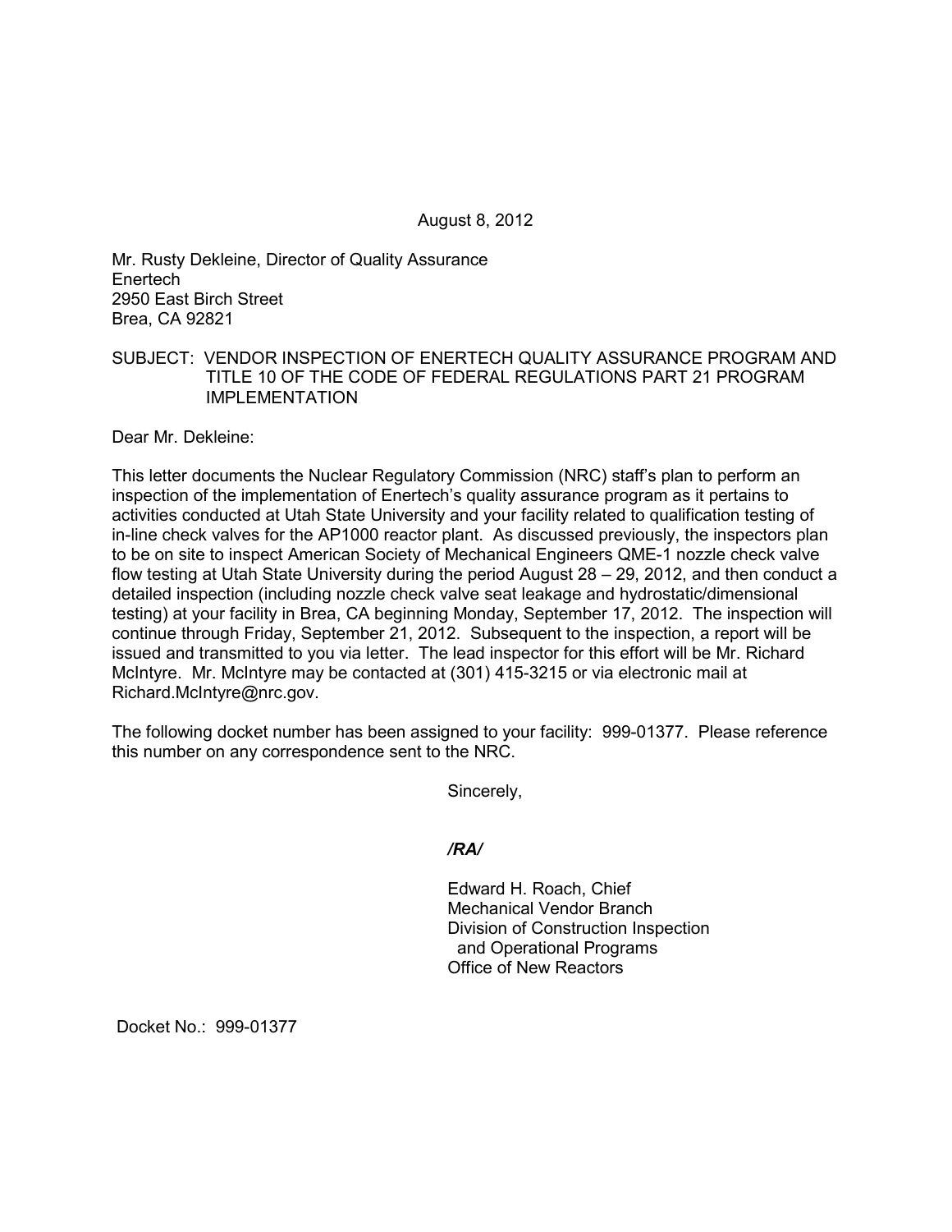August 8, 2012

Mr. Rusty Dekleine, Director of Quality Assurance
Enertech
2950 East Birch Street
Brea, CA 92821

SUBJECT: VENDOR INSPECTION OF ENERTECH QUALITY ASSURANCE PROGRAM AND TITLE 10 OF THE CODE OF FEDERAL REGULATIONS PART 21 PROGRAM IMPLEMENTATION

Dear Mr. Dekleine:

This letter documents the Nuclear Regulatory Commission (NRC) staff's plan to perform an inspection of the implementation of Enertech's quality assurance program as it pertains to activities conducted at Utah State University and your facility related to qualification testing of in-line check valves for the AP1000 reactor plant. As discussed previously, the inspectors plan to be on site to inspect American Society of Mechanical Engineers QME-1 nozzle check valve flow testing at Utah State University during the period August 28 – 29, 2012, and then conduct a detailed inspection (including nozzle check valve seat leakage and hydrostatic/dimensional testing) at your facility in Brea, CA beginning Monday, September 17, 2012. The inspection will continue through Friday, September 21, 2012. Subsequent to the inspection, a report will be issued and transmitted to you via letter. The lead inspector for this effort will be Mr. Richard McIntyre. Mr. McIntyre may be contacted at (301) 415-3215 or via electronic mail at Richard.McIntyre@nrc.gov.

The following docket number has been assigned to your facility: 999-01377. Please reference this number on any correspondence sent to the NRC.

Sincerely,

*/RA/*

Edward H. Roach, Chief
Mechanical Vendor Branch
Division of Construction Inspection
and Operational Programs
Office of New Reactors

Docket No.: 999-01377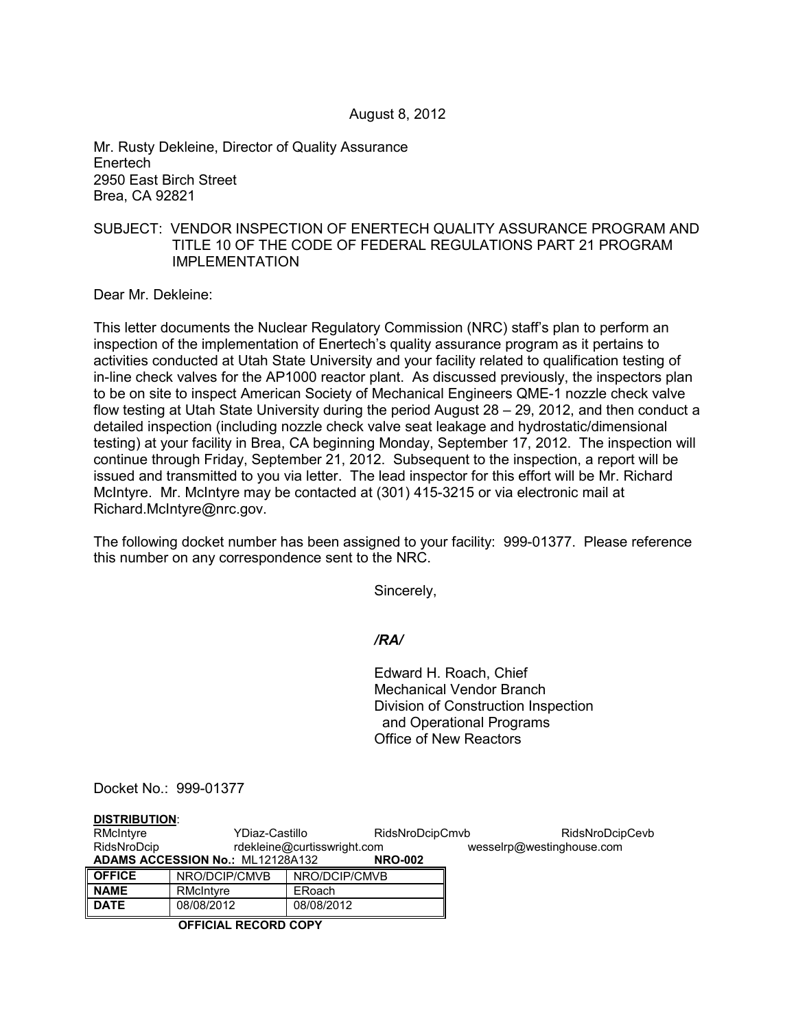August 8, 2012

Mr. Rusty Dekleine, Director of Quality Assurance
Enertech
2950 East Birch Street
Brea, CA 92821

SUBJECT: VENDOR INSPECTION OF ENERTECH QUALITY ASSURANCE PROGRAM AND TITLE 10 OF THE CODE OF FEDERAL REGULATIONS PART 21 PROGRAM IMPLEMENTATION

Dear Mr. Dekleine:

This letter documents the Nuclear Regulatory Commission (NRC) staff's plan to perform an inspection of the implementation of Enertech's quality assurance program as it pertains to activities conducted at Utah State University and your facility related to qualification testing of in-line check valves for the AP1000 reactor plant. As discussed previously, the inspectors plan to be on site to inspect American Society of Mechanical Engineers QME-1 nozzle check valve flow testing at Utah State University during the period August 28 – 29, 2012, and then conduct a detailed inspection (including nozzle check valve seat leakage and hydrostatic/dimensional testing) at your facility in Brea, CA beginning Monday, September 17, 2012. The inspection will continue through Friday, September 21, 2012. Subsequent to the inspection, a report will be issued and transmitted to you via letter. The lead inspector for this effort will be Mr. Richard McIntyre. Mr. McIntyre may be contacted at (301) 415-3215 or via electronic mail at Richard.McIntyre@nrc.gov.

The following docket number has been assigned to your facility: 999-01377. Please reference this number on any correspondence sent to the NRC.

Sincerely,

*/RA/*

Edward H. Roach, Chief
Mechanical Vendor Branch
Division of Construction Inspection
and Operational Programs
Office of New Reactors

Docket No.: 999-01377

**DISTRIBUTION**:
RMcIntyre YDiaz-Castillo RidsNroDcipCmvb RidsNroDcipCevb
RidsNroDcip rdekleine@curtisswright.com wesselrp@westinghouse.com

**ADAMS ACCESSION No.:** ML12128A132 **NRO-002**

| | | |
|---|---|---|
| **OFFICE** | NRO/DCIP/CMVB | NRO/DCIP/CMVB |
| **NAME** | RMcIntyre | ERoach |
| **DATE** | 08/08/2012 | 08/08/2012 |

**OFFICIAL RECORD COPY**